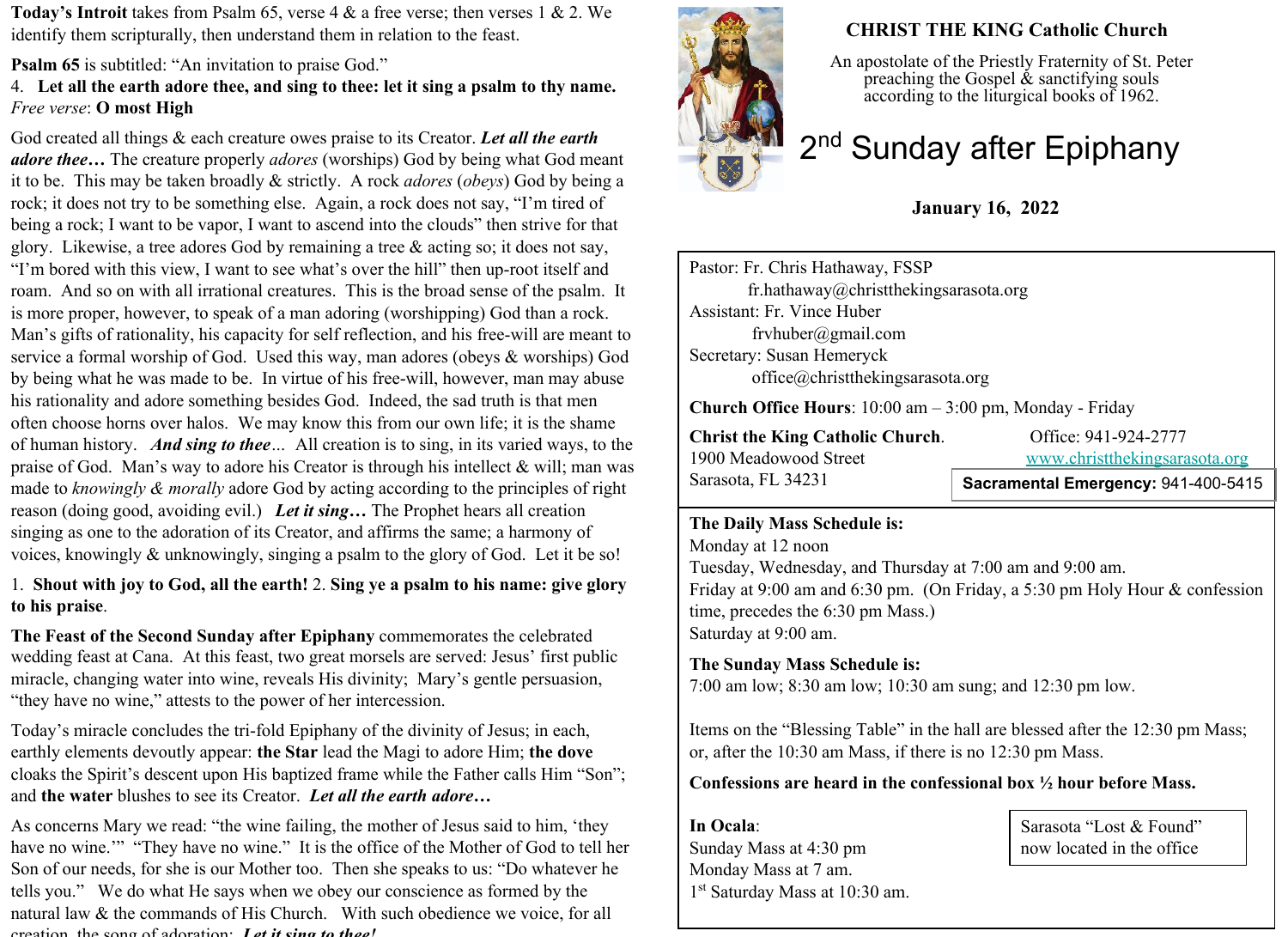**Today's Introit** takes from Psalm 65, verse 4 & a free verse; then verses 1 & 2. We identify them scripturally, then understand them in relation to the feast.

**Psalm 65** is subtitled: "An invitation to praise God."
4. **Let all the earth adore thee, and sing to thee: let it sing a psalm to thy name.**
*Free verse*: **O most High**

God created all things & each creature owes praise to its Creator. ***Let all the earth adore thee…*** The creature properly *adores* (worships) God by being what God meant it to be. This may be taken broadly & strictly. A rock *adores* (*obeys*) God by being a rock; it does not try to be something else. Again, a rock does not say, "I'm tired of being a rock; I want to be vapor, I want to ascend into the clouds" then strive for that glory. Likewise, a tree adores God by remaining a tree & acting so; it does not say, "I'm bored with this view, I want to see what's over the hill" then up-root itself and roam. And so on with all irrational creatures. This is the broad sense of the psalm. It is more proper, however, to speak of a man adoring (worshipping) God than a rock. Man's gifts of rationality, his capacity for self reflection, and his free-will are meant to service a formal worship of God. Used this way, man adores (obeys & worships) God by being what he was made to be. In virtue of his free-will, however, man may abuse his rationality and adore something besides God. Indeed, the sad truth is that men often choose horns over halos. We may know this from our own life; it is the shame of human history. ***And sing to thee****…* All creation is to sing, in its varied ways, to the praise of God. Man's way to adore his Creator is through his intellect & will; man was made to *knowingly & morally* adore God by acting according to the principles of right reason (doing good, avoiding evil.) ***Let it sing…*** The Prophet hears all creation singing as one to the adoration of its Creator, and affirms the same; a harmony of voices, knowingly & unknowingly, singing a psalm to the glory of God. Let it be so!

1. **Shout with joy to God, all the earth!** 2. **Sing ye a psalm to his name: give glory to his praise**.

**The Feast of the Second Sunday after Epiphany** commemorates the celebrated wedding feast at Cana. At this feast, two great morsels are served: Jesus' first public miracle, changing water into wine, reveals His divinity; Mary's gentle persuasion, "they have no wine," attests to the power of her intercession.

Today's miracle concludes the tri-fold Epiphany of the divinity of Jesus; in each, earthly elements devoutly appear: **the Star** lead the Magi to adore Him; **the dove** cloaks the Spirit's descent upon His baptized frame while the Father calls Him "Son"; and **the water** blushes to see its Creator. ***Let all the earth adore…***

As concerns Mary we read: "the wine failing, the mother of Jesus said to him, 'they have no wine.'" "They have no wine." It is the office of the Mother of God to tell her Son of our needs, for she is our Mother too. Then she speaks to us: "Do whatever he tells you." We do what He says when we obey our conscience as formed by the natural law & the commands of His Church. With such obedience we voice, for all creation, the song of adoration: ***Let it sing to thee!***

# CHRIST THE KING Catholic Church

An apostolate of the Priestly Fraternity of St. Peter preaching the Gospel & sanctifying souls according to the liturgical books of 1962.

# 2nd Sunday after Epiphany

**January 16, 2022**

Pastor: Fr. Chris Hathaway, FSSP
fr.hathaway@christthekingsarasota.org
Assistant: Fr. Vince Huber
frvhuber@gmail.com
Secretary: Susan Hemeryck
office@christthekingsarasota.org

**Church Office Hours**: 10:00 am – 3:00 pm, Monday - Friday

**Christ the King Catholic Church.**
1900 Meadowood Street
Sarasota, FL 34231

Office: 941-924-2777
www.christthekingsarasota.org

**Sacramental Emergency:** 941-400-5415

**The Daily Mass Schedule is:**
Monday at 12 noon
Tuesday, Wednesday, and Thursday at 7:00 am and 9:00 am.
Friday at 9:00 am and 6:30 pm. (On Friday, a 5:30 pm Holy Hour & confession time, precedes the 6:30 pm Mass.)
Saturday at 9:00 am.

**The Sunday Mass Schedule is:**
7:00 am low; 8:30 am low; 10:30 am sung; and 12:30 pm low.

Items on the "Blessing Table" in the hall are blessed after the 12:30 pm Mass; or, after the 10:30 am Mass, if there is no 12:30 pm Mass.

**Confessions are heard in the confessional box ½ hour before Mass.**

**In Ocala**:
Sunday Mass at 4:30 pm
Monday Mass at 7 am.
1st Saturday Mass at 10:30 am.

Sarasota "Lost & Found" now located in the office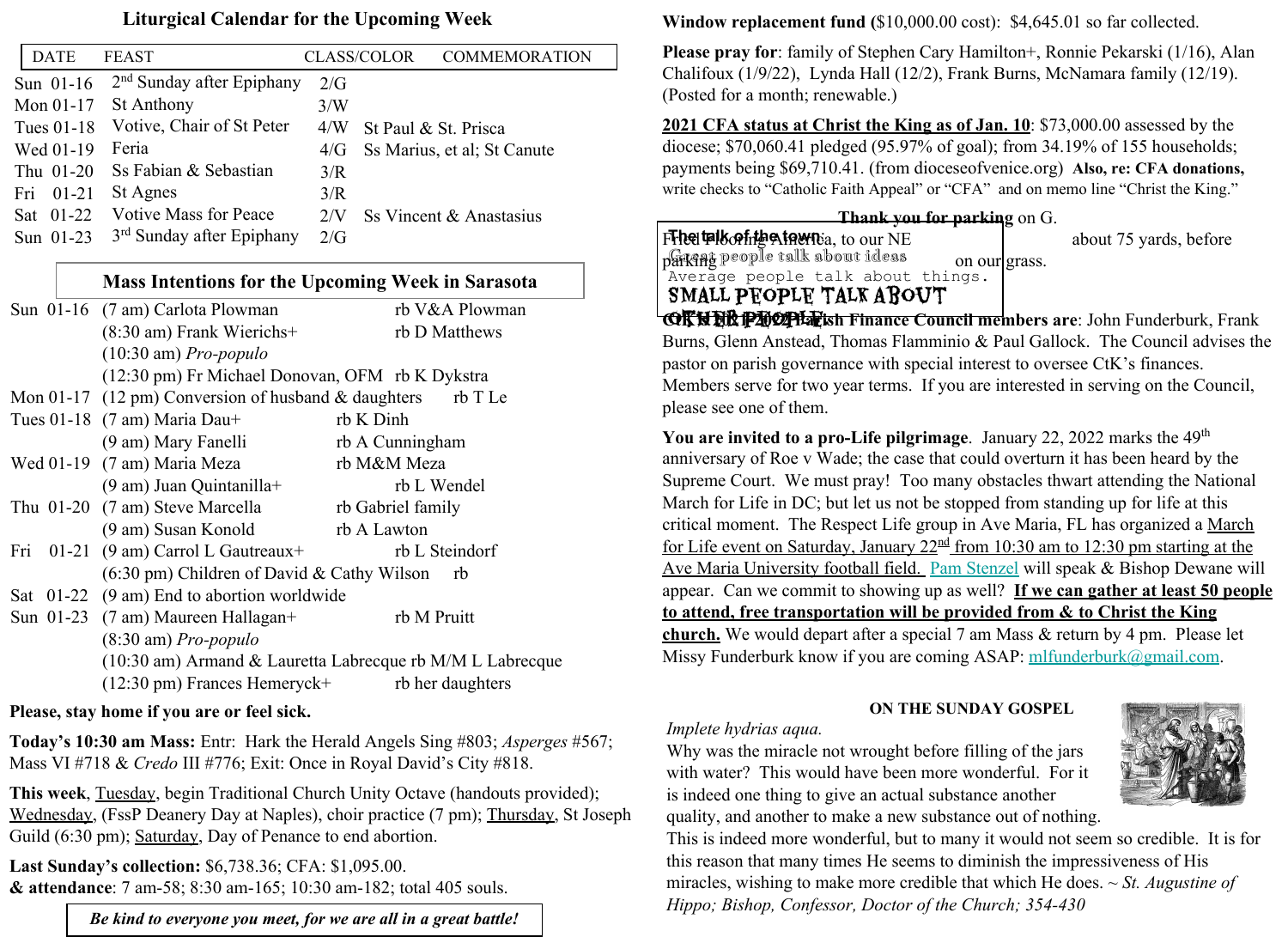## Liturgical Calendar for the Upcoming Week

| DATE | FEAST | CLASS/COLOR | COMMEMORATION |
|---|---|---|---|
| Sun 01-16 | 2nd Sunday after Epiphany | 2/G | |
| Mon 01-17 | St Anthony | 3/W | |
| Tues 01-18 | Votive, Chair of St Peter | 4/W | St Paul & St. Prisca |
| Wed 01-19 | Feria | 4/G | Ss Marius, et al; St Canute |
| Thu 01-20 | Ss Fabian & Sebastian | 3/R | |
| Fri 01-21 | St Agnes | 3/R | |
| Sat 01-22 | Votive Mass for Peace | 2/V | Ss Vincent & Anastasius |
| Sun 01-23 | 3rd Sunday after Epiphany | 2/G | |

## Mass Intentions for the Upcoming Week in Sarasota

| | | |
|---|---|---|
| Sun 01-16 | (7 am) Carlota Plowman | rb V&A Plowman |
| | (8:30 am) Frank Wierichs+ | rb D Matthews |
| | (10:30 am) *Pro-populo* | |
| | (12:30 pm) Fr Michael Donovan, OFM | rb K Dykstra |
| Mon 01-17 | (12 pm) Conversion of husband & daughters | rb T Le |
| Tues 01-18 | (7 am) Maria Dau+ | rb K Dinh |
| | (9 am) Mary Fanelli | rb A Cunningham |
| Wed 01-19 | (7 am) Maria Meza | rb M&M Meza |
| | (9 am) Juan Quintanilla+ | rb L Wendel |
| Thu 01-20 | (7 am) Steve Marcella | rb Gabriel family |
| | (9 am) Susan Konold | rb A Lawton |
| Fri 01-21 | (9 am) Carrol L Gautreaux+ | rb L Steindorf |
| | (6:30 pm) Children of David & Cathy Wilson | rb |
| Sat 01-22 | (9 am) End to abortion worldwide | |
| Sun 01-23 | (7 am) Maureen Hallagan+ | rb M Pruitt |
| | (8:30 am) *Pro-populo* | |
| | (10:30 am) Armand & Lauretta Labrecque | rb M/M L Labrecque |
| | (12:30 pm) Frances Hemeryck+ | rb her daughters |

**Please, stay home if you are or feel sick.**

**Today's 10:30 am Mass:** Entr: Hark the Herald Angels Sing #803; *Asperges* #567; Mass VI #718 & *Credo* III #776; Exit: Once in Royal David's City #818.

**This week**, Tuesday, begin Traditional Church Unity Octave (handouts provided); Wednesday, (FssP Deanery Day at Naples), choir practice (7 pm); Thursday, St Joseph Guild (6:30 pm); Saturday, Day of Penance to end abortion.

**Last Sunday's collection:** $6,738.36; CFA: $1,095.00.
**& attendance**: 7 am-58; 8:30 am-165; 10:30 am-182; total 405 souls.

*Be kind to everyone you meet, for we are all in a great battle!*

**Window replacement fund (**$10,000.00 cost): $4,645.01 so far collected.

**Please pray for**: family of Stephen Cary Hamilton+, Ronnie Pekarski (1/16), Alan Chalifoux (1/9/22), Lynda Hall (12/2), Frank Burns, McNamara family (12/19). (Posted for a month; renewable.)

**2021 CFA status at Christ the King as of Jan. 10**: $73,000.00 assessed by the diocese; $70,060.41 pledged (95.97% of goal); from 34.19% of 155 households; payments being $69,710.41. (from dioceseofvenice.org) **Also, re: CFA donations,** write checks to "Catholic Faith Appeal" or "CFA" and on memo line "Christ the King."

**Thank you for parking** on G. Fred Flooring America, to our NE about 75 yards, before parking on our grass.

**The talk of the town:**
Great people talk about ideas
Average people talk about things.
SMALL PEOPLE TALK ABOUT OTHER PEOPLE.

**CtK's 2022 Parish Finance Council members are**: John Funderburk, Frank Burns, Glenn Anstead, Thomas Flamminio & Paul Gallock. The Council advises the pastor on parish governance with special interest to oversee CtK's finances. Members serve for two year terms. If you are interested in serving on the Council, please see one of them.

**You are invited to a pro-Life pilgrimage**. January 22, 2022 marks the 49th anniversary of Roe v Wade; the case that could overturn it has been heard by the Supreme Court. We must pray! Too many obstacles thwart attending the National March for Life in DC; but let us not be stopped from standing up for life at this critical moment. The Respect Life group in Ave Maria, FL has organized a March for Life event on Saturday, January 22nd from 10:30 am to 12:30 pm starting at the Ave Maria University football field. Pam Stenzel will speak & Bishop Dewane will appear. Can we commit to showing up as well? **If we can gather at least 50 people to attend, free transportation will be provided from & to Christ the King church.** We would depart after a special 7 am Mass & return by 4 pm. Please let Missy Funderburk know if you are coming ASAP: mlfunderburk@gmail.com.

### ON THE SUNDAY GOSPEL

*Implete hydrias aqua.*
Why was the miracle not wrought before filling of the jars with water? This would have been more wonderful. For it is indeed one thing to give an actual substance another quality, and another to make a new substance out of nothing. This is indeed more wonderful, but to many it would not seem so credible. It is for this reason that many times He seems to diminish the impressiveness of His miracles, wishing to make more credible that which He does. ~ *St. Augustine of Hippo; Bishop, Confessor, Doctor of the Church; 354-430*